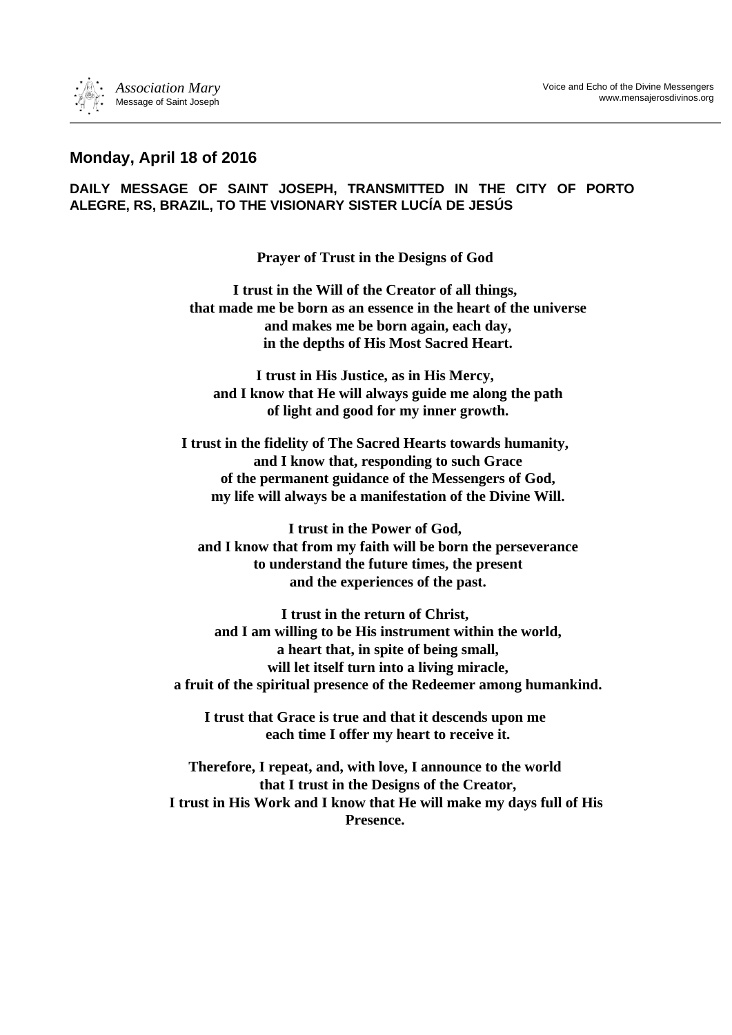## Monday, April 18 of 2016

**DAILY MESSAGE OF SAINT JOSEPH, TRANSMITTED IN THE CITY OF PORTO ALEGRE, RS, BRAZIL, TO THE VISIONARY SISTER LUCÍA DE JESÚS**

**Prayer of Trust in the Designs of God**

**I trust in the Will of the Creator of all things,**
**that made me be born as an essence in the heart of the universe**
**and makes me be born again, each day,**
**in the depths of His Most Sacred Heart.**

**I trust in His Justice, as in His Mercy,**
**and I know that He will always guide me along the path**
**of light and good for my inner growth.**

**I trust in the fidelity of The Sacred Hearts towards humanity,**
**and I know that, responding to such Grace**
**of the permanent guidance of the Messengers of God,**
**my life will always be a manifestation of the Divine Will.**

**I trust in the Power of God,**
**and I know that from my faith will be born the perseverance**
**to understand the future times, the present**
**and the experiences of the past.**

**I trust in the return of Christ,**
**and I am willing to be His instrument within the world,**
**a heart that, in spite of being small,**
**will let itself turn into a living miracle,**
**a fruit of the spiritual presence of the Redeemer among humankind.**

**I trust that Grace is true and that it descends upon me**
**each time I offer my heart to receive it.**

**Therefore, I repeat, and, with love, I announce to the world**
**that I trust in the Designs of the Creator,**
**I trust in His Work and I know that He will make my days full of His Presence.**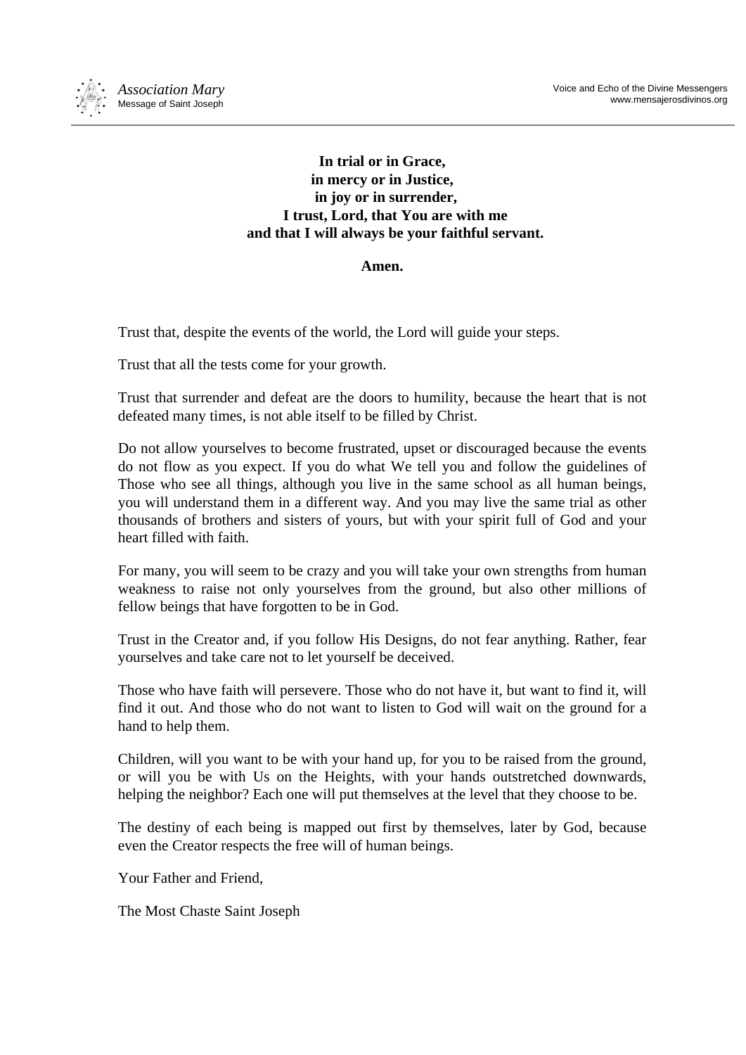**In trial or in Grace,**
**in mercy or in Justice,**
**in joy or in surrender,**
**I trust, Lord, that You are with me**
**and that I will always be your faithful servant.**

**Amen.**

Trust that, despite the events of the world, the Lord will guide your steps.

Trust that all the tests come for your growth.

Trust that surrender and defeat are the doors to humility, because the heart that is not defeated many times, is not able itself to be filled by Christ.

Do not allow yourselves to become frustrated, upset or discouraged because the events do not flow as you expect. If you do what We tell you and follow the guidelines of Those who see all things, although you live in the same school as all human beings, you will understand them in a different way. And you may live the same trial as other thousands of brothers and sisters of yours, but with your spirit full of God and your heart filled with faith.

For many, you will seem to be crazy and you will take your own strengths from human weakness to raise not only yourselves from the ground, but also other millions of fellow beings that have forgotten to be in God.

Trust in the Creator and, if you follow His Designs, do not fear anything. Rather, fear yourselves and take care not to let yourself be deceived.

Those who have faith will persevere. Those who do not have it, but want to find it, will find it out. And those who do not want to listen to God will wait on the ground for a hand to help them.

Children, will you want to be with your hand up, for you to be raised from the ground, or will you be with Us on the Heights, with your hands outstretched downwards, helping the neighbor? Each one will put themselves at the level that they choose to be.

The destiny of each being is mapped out first by themselves, later by God, because even the Creator respects the free will of human beings.

Your Father and Friend,

The Most Chaste Saint Joseph